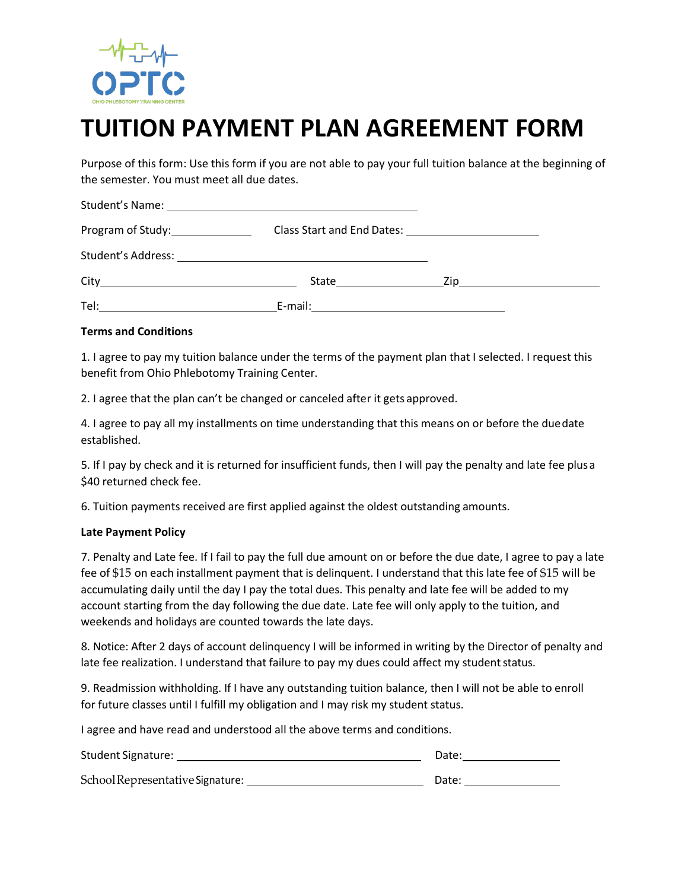OPTC

OHIO PHLEBOTOMY TRAINING CENTER

# TUITION PAYMENT PLAN AGREEMENT FORM

Purpose of this form: Use this form if you are not able to pay your full tuition balance at the beginning of the semester. You must meet all due dates.

Student's Name: ___________________________________

Program of Study: ____________ Class Start and End Dates: __________________

Student's Address: ___________________________________

City _________________________ State ______________ Zip ____________________

Tel: _________________________ E-mail: ___________________________

**Terms and Conditions**

1. I agree to pay my tuition balance under the terms of the payment plan that I selected. I request this benefit from Ohio Phlebotomy Training Center.

2. I agree that the plan can't be changed or canceled after it gets approved.

4. I agree to pay all my installments on time understanding that this means on or before the due date established.

5. If I pay by check and it is returned for insufficient funds, then I will pay the penalty and late fee plus a $40 returned check fee.

6. Tuition payments received are first applied against the oldest outstanding amounts.

**Late Payment Policy**

7. Penalty and Late fee. If I fail to pay the full due amount on or before the due date, I agree to pay a late fee of $15 on each installment payment that is delinquent. I understand that this late fee of $15 will be accumulating daily until the day I pay the total dues. This penalty and late fee will be added to my account starting from the day following the due date. Late fee will only apply to the tuition, and weekends and holidays are counted towards the late days.

8. Notice: After 2 days of account delinquency I will be informed in writing by the Director of penalty and late fee realization. I understand that failure to pay my dues could affect my student status.

9. Readmission withholding. If I have any outstanding tuition balance, then I will not be able to enroll for future classes until I fulfill my obligation and I may risk my student status.

I agree and have read and understood all the above terms and conditions.

Student Signature: ___________________________________ Date: ______________

School Representative Signature: ___________________________ Date: ______________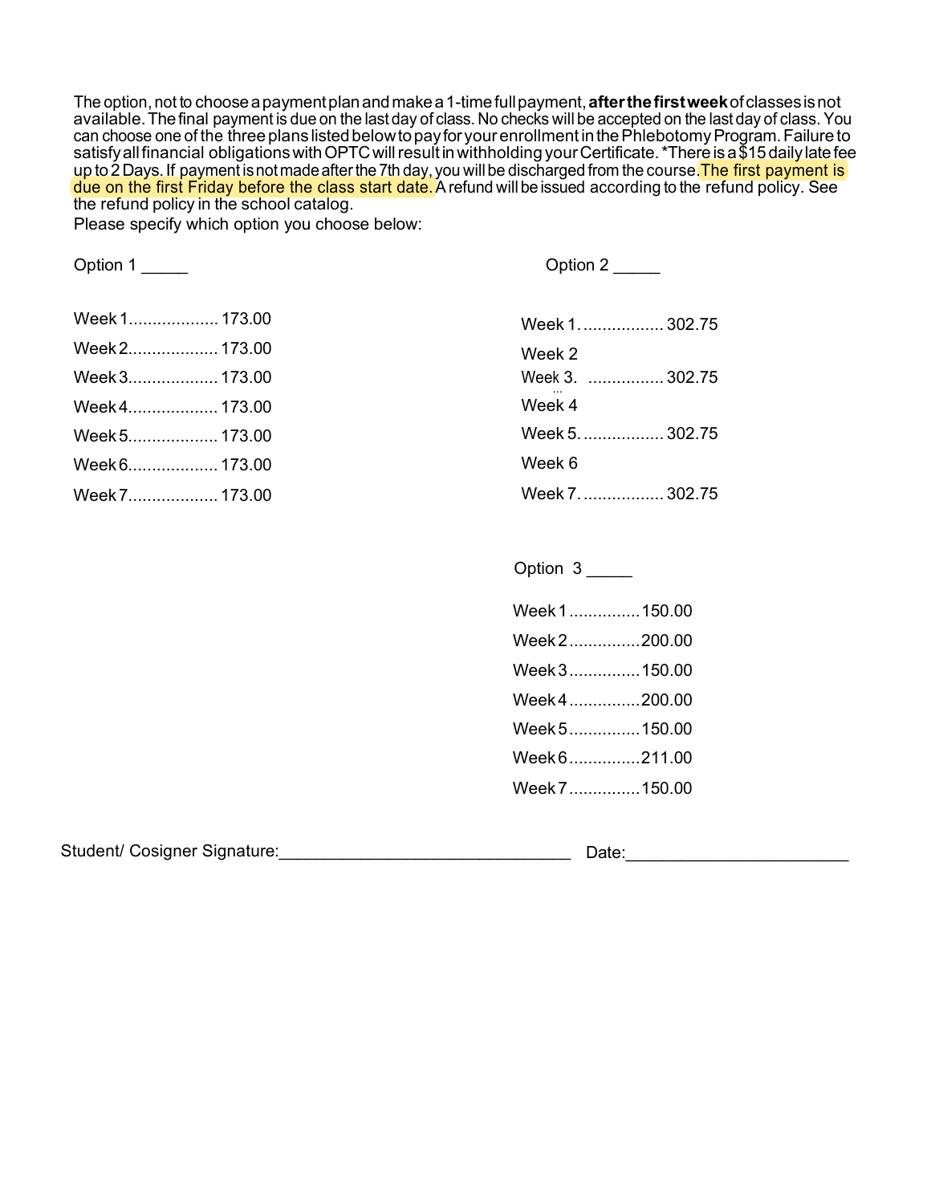The option, not to choose a payment plan and make a 1-time full payment, **after the first week** of classes is not available. The final payment is due on the last day of class. No checks will be accepted on the last day of class. You can choose one of the three plans listed below to pay for your enrollment in the Phlebotomy Program. Failure to satisfy all financial obligations with OPTC will result in withholding your Certificate. *There is a $15 daily late fee up to 2 Days. If payment is not made after the 7th day, you will be discharged from the course. The first payment is due on the first Friday before the class start date. A refund will be issued according to the refund policy. See the refund policy in the school catalog.

Please specify which option you choose below:

Option 1 _____

Week 1.................. 173.00

Week 2.................. 173.00

Week 3.................. 173.00

Week 4.................. 173.00

Week 5.................. 173.00

Week 6.................. 173.00

Week 7.................. 173.00

Option 2 _____

Week 1................. 302.75

Week 2

Week 3................ 302.75

Week 4

Week 5................. 302.75

Week 6

Week 7................. 302.75

Option 3 _____

Week 1...............150.00

Week 2...............200.00

Week 3...............150.00

Week 4...............200.00

Week 5...............150.00

Week 6...............211.00

Week 7...............150.00

Student/ Cosigner Signature:_______________________________ Date:_______________________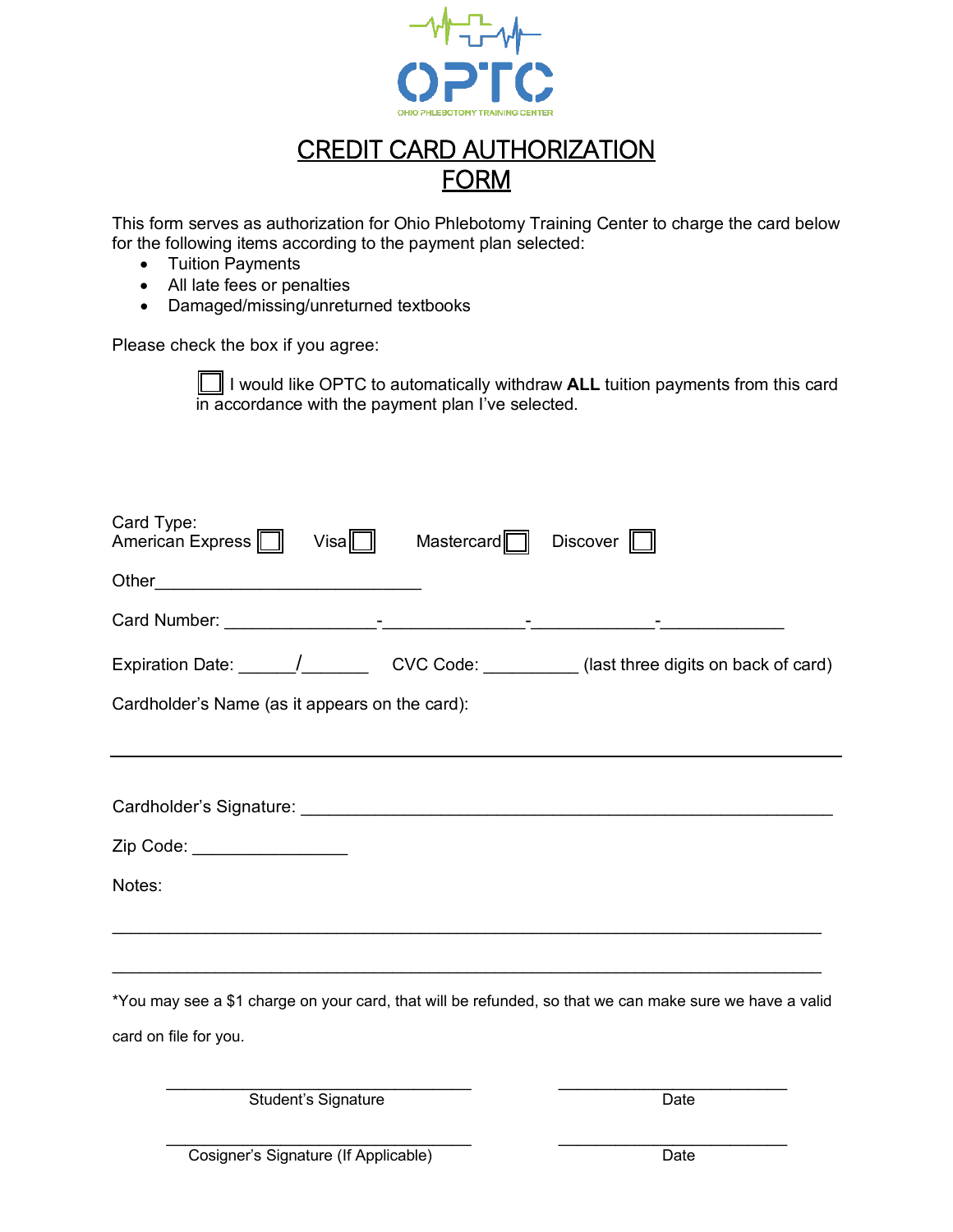OPTC

OHIO PHLEBOTOMY TRAINING CENTER

# CREDIT CARD AUTHORIZATION FORM

This form serves as authorization for Ohio Phlebotomy Training Center to charge the card below for the following items according to the payment plan selected:

- Tuition Payments
- All late fees or penalties
- Damaged/missing/unreturned textbooks

Please check the box if you agree:

☐ I would like OPTC to automatically withdraw **ALL** tuition payments from this card in accordance with the payment plan I've selected.

Card Type:
American Express ☐ Visa ☐ Mastercard ☐ Discover ☐

Other____________________________

Card Number: ________________-_______________-_____________-_____________

Expiration Date: ______/_______ CVC Code: __________ (last three digits on back of card)

Cardholder's Name (as it appears on the card):

______________________________________________________________________

Cardholder's Signature: ________________________________________________________

Zip Code: ________________

Notes:

______________________________________________________________________

______________________________________________________________________

*You may see a $1 charge on your card, that will be refunded, so that we can make sure we have a valid card on file for you.

________________________________ Student's Signature

________________________ Date

________________________________ Cosigner's Signature (If Applicable)

________________________ Date